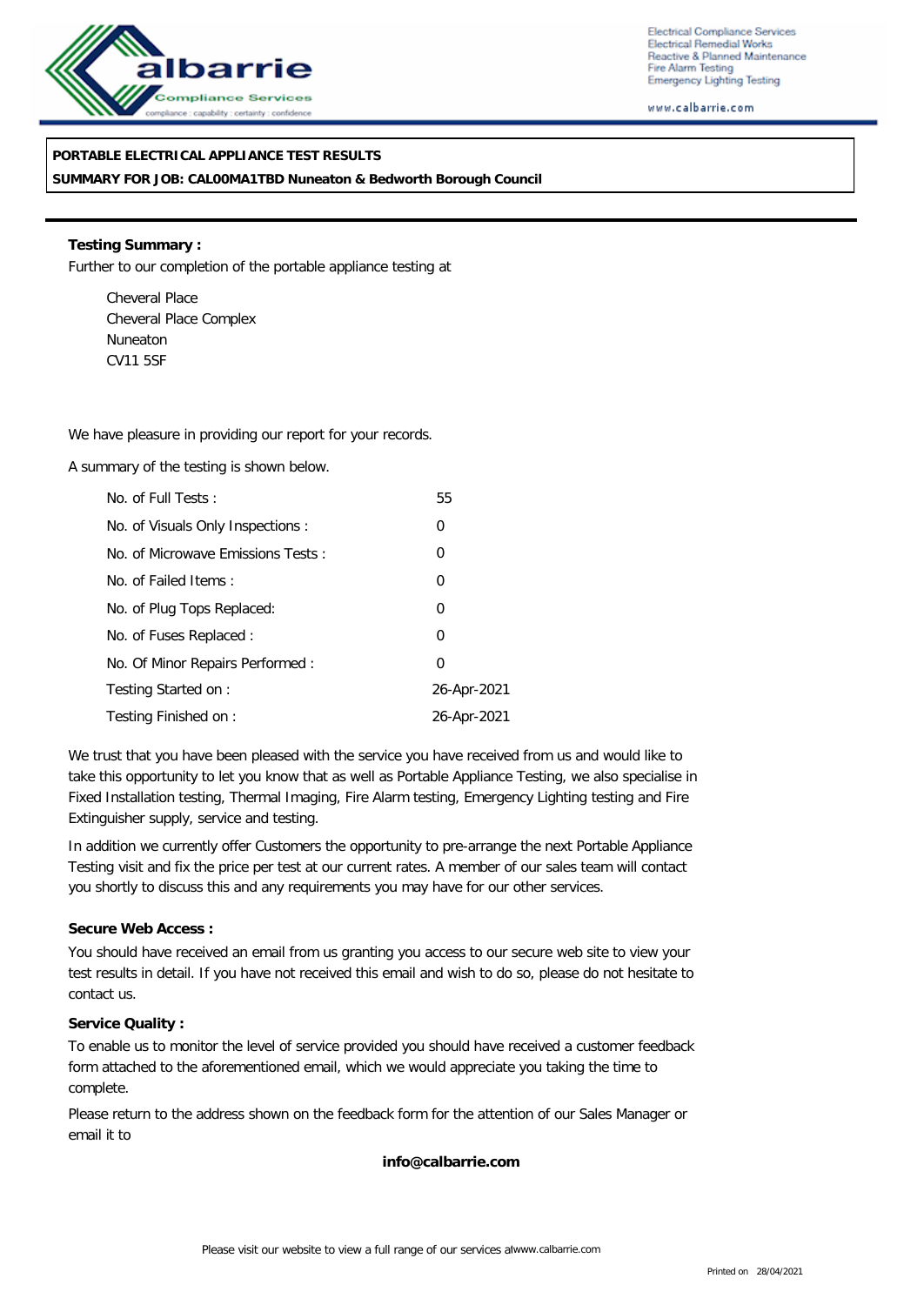albarrie Compliance Services

compliance : capability : certainty : confidence

Electrical Compliance Services
Electrical Remedial Works
Reactive & Planned Maintenance
Fire Alarm Testing
Emergency Lighting Testing

www.calbarrie.com

**PORTABLE ELECTRICAL APPLIANCE TEST RESULTS**

**SUMMARY FOR JOB: CAL00MA1TBD Nuneaton & Bedworth Borough Council**

**Testing Summary :**

Further to our completion of the portable appliance testing at

Cheveral Place
Cheveral Place Complex
Nuneaton
CV11 5SF

We have pleasure in providing our report for your records.

A summary of the testing is shown below.

| | |
|---|---|
| No. of Full Tests : | 55 |
| No. of Visuals Only Inspections : | 0 |
| No. of Microwave Emissions Tests : | 0 |
| No. of Failed Items : | 0 |
| No. of Plug Tops Replaced: | 0 |
| No. of Fuses Replaced : | 0 |
| No. Of Minor Repairs Performed : | 0 |
| Testing Started on : | 26-Apr-2021 |
| Testing Finished on : | 26-Apr-2021 |

We trust that you have been pleased with the service you have received from us and would like to take this opportunity to let you know that as well as Portable Appliance Testing, we also specialise in Fixed Installation testing, Thermal Imaging, Fire Alarm testing, Emergency Lighting testing and Fire Extinguisher supply, service and testing.

In addition we currently offer Customers the opportunity to pre-arrange the next Portable Appliance Testing visit and fix the price per test at our current rates. A member of our sales team will contact you shortly to discuss this and any requirements you may have for our other services.

**Secure Web Access :**

You should have received an email from us granting you access to our secure web site to view your test results in detail. If you have not received this email and wish to do so, please do not hesitate to contact us.

**Service Quality :**

To enable us to monitor the level of service provided you should have received a customer feedback form attached to the aforementioned email, which we would appreciate you taking the time to complete.

Please return to the address shown on the feedback form for the attention of our Sales Manager or email it to

**info@calbarrie.com**

Please visit our website to view a full range of our services atwww.calbarrie.com

Printed on 28/04/2021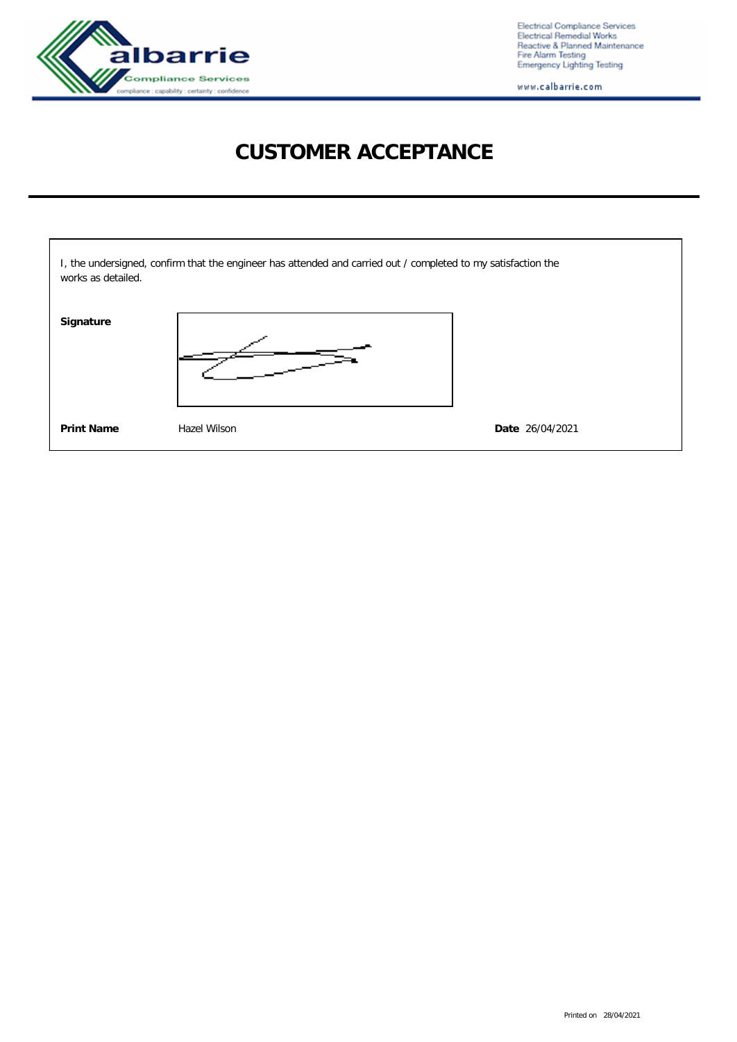Electrical Compliance Services
Electrical Remedial Works
Reactive & Planned Maintenance
Fire Alarm Testing
Emergency Lighting Testing

www.calbarrie.com

# CUSTOMER ACCEPTANCE

I, the undersigned, confirm that the engineer has attended and carried out / completed to my satisfaction the works as detailed.

**Signature**

**Print Name** Hazel Wilson

**Date** 26/04/2021

Printed on 28/04/2021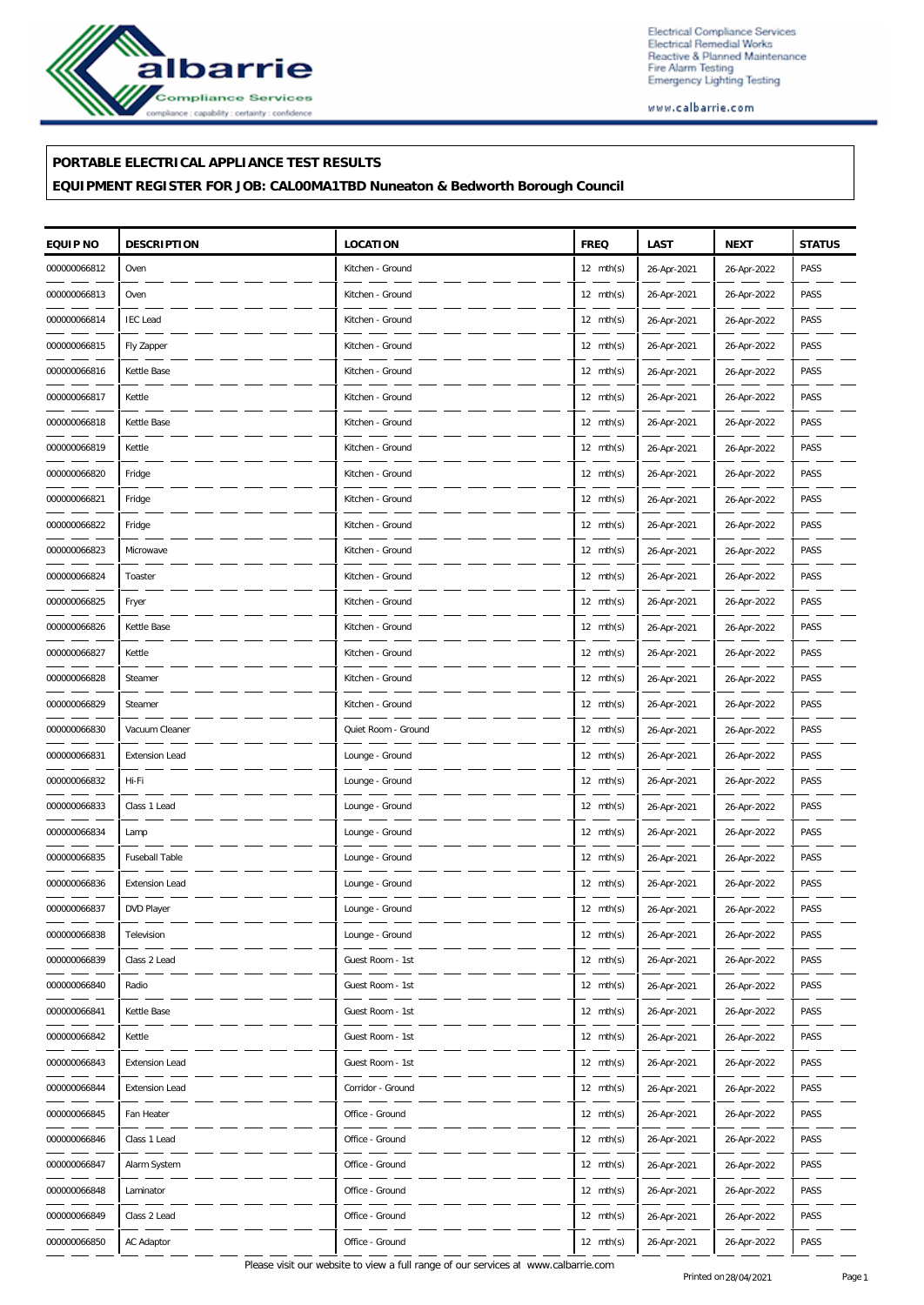**PORTABLE ELECTRICAL APPLIANCE TEST RESULTS**

**EQUIPMENT REGISTER FOR JOB: CAL00MA1TBD Nuneaton & Bedworth Borough Council**

| EQUIP NO | DESCRIPTION | LOCATION | FREQ | LAST | NEXT | STATUS |
|---|---|---|---|---|---|---|
| 000000066812 | Oven | Kitchen - Ground | 12 mth(s) | 26-Apr-2021 | 26-Apr-2022 | PASS |
| 000000066813 | Oven | Kitchen - Ground | 12 mth(s) | 26-Apr-2021 | 26-Apr-2022 | PASS |
| 000000066814 | IEC Lead | Kitchen - Ground | 12 mth(s) | 26-Apr-2021 | 26-Apr-2022 | PASS |
| 000000066815 | Fly Zapper | Kitchen - Ground | 12 mth(s) | 26-Apr-2021 | 26-Apr-2022 | PASS |
| 000000066816 | Kettle Base | Kitchen - Ground | 12 mth(s) | 26-Apr-2021 | 26-Apr-2022 | PASS |
| 000000066817 | Kettle | Kitchen - Ground | 12 mth(s) | 26-Apr-2021 | 26-Apr-2022 | PASS |
| 000000066818 | Kettle Base | Kitchen - Ground | 12 mth(s) | 26-Apr-2021 | 26-Apr-2022 | PASS |
| 000000066819 | Kettle | Kitchen - Ground | 12 mth(s) | 26-Apr-2021 | 26-Apr-2022 | PASS |
| 000000066820 | Fridge | Kitchen - Ground | 12 mth(s) | 26-Apr-2021 | 26-Apr-2022 | PASS |
| 000000066821 | Fridge | Kitchen - Ground | 12 mth(s) | 26-Apr-2021 | 26-Apr-2022 | PASS |
| 000000066822 | Fridge | Kitchen - Ground | 12 mth(s) | 26-Apr-2021 | 26-Apr-2022 | PASS |
| 000000066823 | Microwave | Kitchen - Ground | 12 mth(s) | 26-Apr-2021 | 26-Apr-2022 | PASS |
| 000000066824 | Toaster | Kitchen - Ground | 12 mth(s) | 26-Apr-2021 | 26-Apr-2022 | PASS |
| 000000066825 | Fryer | Kitchen - Ground | 12 mth(s) | 26-Apr-2021 | 26-Apr-2022 | PASS |
| 000000066826 | Kettle Base | Kitchen - Ground | 12 mth(s) | 26-Apr-2021 | 26-Apr-2022 | PASS |
| 000000066827 | Kettle | Kitchen - Ground | 12 mth(s) | 26-Apr-2021 | 26-Apr-2022 | PASS |
| 000000066828 | Steamer | Kitchen - Ground | 12 mth(s) | 26-Apr-2021 | 26-Apr-2022 | PASS |
| 000000066829 | Steamer | Kitchen - Ground | 12 mth(s) | 26-Apr-2021 | 26-Apr-2022 | PASS |
| 000000066830 | Vacuum Cleaner | Quiet Room - Ground | 12 mth(s) | 26-Apr-2021 | 26-Apr-2022 | PASS |
| 000000066831 | Extension Lead | Lounge - Ground | 12 mth(s) | 26-Apr-2021 | 26-Apr-2022 | PASS |
| 000000066832 | Hi-Fi | Lounge - Ground | 12 mth(s) | 26-Apr-2021 | 26-Apr-2022 | PASS |
| 000000066833 | Class 1 Lead | Lounge - Ground | 12 mth(s) | 26-Apr-2021 | 26-Apr-2022 | PASS |
| 000000066834 | Lamp | Lounge - Ground | 12 mth(s) | 26-Apr-2021 | 26-Apr-2022 | PASS |
| 000000066835 | Fuseball Table | Lounge - Ground | 12 mth(s) | 26-Apr-2021 | 26-Apr-2022 | PASS |
| 000000066836 | Extension Lead | Lounge - Ground | 12 mth(s) | 26-Apr-2021 | 26-Apr-2022 | PASS |
| 000000066837 | DVD Player | Lounge - Ground | 12 mth(s) | 26-Apr-2021 | 26-Apr-2022 | PASS |
| 000000066838 | Television | Lounge - Ground | 12 mth(s) | 26-Apr-2021 | 26-Apr-2022 | PASS |
| 000000066839 | Class 2 Lead | Guest Room - 1st | 12 mth(s) | 26-Apr-2021 | 26-Apr-2022 | PASS |
| 000000066840 | Radio | Guest Room - 1st | 12 mth(s) | 26-Apr-2021 | 26-Apr-2022 | PASS |
| 000000066841 | Kettle Base | Guest Room - 1st | 12 mth(s) | 26-Apr-2021 | 26-Apr-2022 | PASS |
| 000000066842 | Kettle | Guest Room - 1st | 12 mth(s) | 26-Apr-2021 | 26-Apr-2022 | PASS |
| 000000066843 | Extension Lead | Guest Room - 1st | 12 mth(s) | 26-Apr-2021 | 26-Apr-2022 | PASS |
| 000000066844 | Extension Lead | Corridor - Ground | 12 mth(s) | 26-Apr-2021 | 26-Apr-2022 | PASS |
| 000000066845 | Fan Heater | Office - Ground | 12 mth(s) | 26-Apr-2021 | 26-Apr-2022 | PASS |
| 000000066846 | Class 1 Lead | Office - Ground | 12 mth(s) | 26-Apr-2021 | 26-Apr-2022 | PASS |
| 000000066847 | Alarm System | Office - Ground | 12 mth(s) | 26-Apr-2021 | 26-Apr-2022 | PASS |
| 000000066848 | Laminator | Office - Ground | 12 mth(s) | 26-Apr-2021 | 26-Apr-2022 | PASS |
| 000000066849 | Class 2 Lead | Office - Ground | 12 mth(s) | 26-Apr-2021 | 26-Apr-2022 | PASS |
| 000000066850 | AC Adaptor | Office - Ground | 12 mth(s) | 26-Apr-2021 | 26-Apr-2022 | PASS |

Please visit our website to view a full range of our services at www.calbarrie.com

Printed on 28/04/2021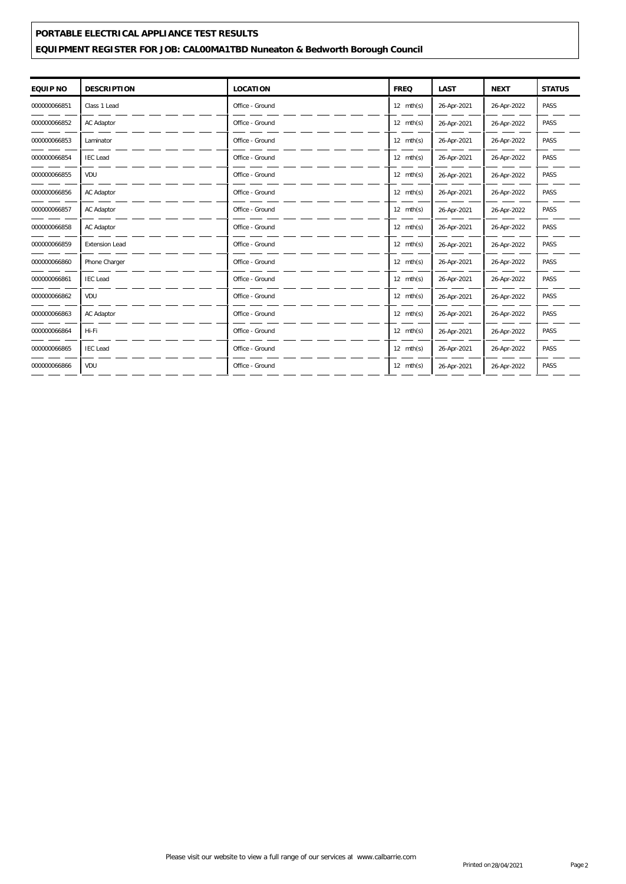**PORTABLE ELECTRICAL APPLIANCE TEST RESULTS**

**EQUIPMENT REGISTER FOR JOB: CAL00MA1TBD Nuneaton & Bedworth Borough Council**

| EQUIP NO | DESCRIPTION | LOCATION | FREQ | LAST | NEXT | STATUS |
|---|---|---|---|---|---|---|
| 000000066851 | Class 1 Lead | Office - Ground | 12 mth(s) | 26-Apr-2021 | 26-Apr-2022 | PASS |
| 000000066852 | AC Adaptor | Office - Ground | 12 mth(s) | 26-Apr-2021 | 26-Apr-2022 | PASS |
| 000000066853 | Laminator | Office - Ground | 12 mth(s) | 26-Apr-2021 | 26-Apr-2022 | PASS |
| 000000066854 | IEC Lead | Office - Ground | 12 mth(s) | 26-Apr-2021 | 26-Apr-2022 | PASS |
| 000000066855 | VDU | Office - Ground | 12 mth(s) | 26-Apr-2021 | 26-Apr-2022 | PASS |
| 000000066856 | AC Adaptor | Office - Ground | 12 mth(s) | 26-Apr-2021 | 26-Apr-2022 | PASS |
| 000000066857 | AC Adaptor | Office - Ground | 12 mth(s) | 26-Apr-2021 | 26-Apr-2022 | PASS |
| 000000066858 | AC Adaptor | Office - Ground | 12 mth(s) | 26-Apr-2021 | 26-Apr-2022 | PASS |
| 000000066859 | Extension Lead | Office - Ground | 12 mth(s) | 26-Apr-2021 | 26-Apr-2022 | PASS |
| 000000066860 | Phone Charger | Office - Ground | 12 mth(s) | 26-Apr-2021 | 26-Apr-2022 | PASS |
| 000000066861 | IEC Lead | Office - Ground | 12 mth(s) | 26-Apr-2021 | 26-Apr-2022 | PASS |
| 000000066862 | VDU | Office - Ground | 12 mth(s) | 26-Apr-2021 | 26-Apr-2022 | PASS |
| 000000066863 | AC Adaptor | Office - Ground | 12 mth(s) | 26-Apr-2021 | 26-Apr-2022 | PASS |
| 000000066864 | Hi-Fi | Office - Ground | 12 mth(s) | 26-Apr-2021 | 26-Apr-2022 | PASS |
| 000000066865 | IEC Lead | Office - Ground | 12 mth(s) | 26-Apr-2021 | 26-Apr-2022 | PASS |
| 000000066866 | VDU | Office - Ground | 12 mth(s) | 26-Apr-2021 | 26-Apr-2022 | PASS |

Please visit our website to view a full range of our services at www.calbarrie.com

Printed on 28/04/2021